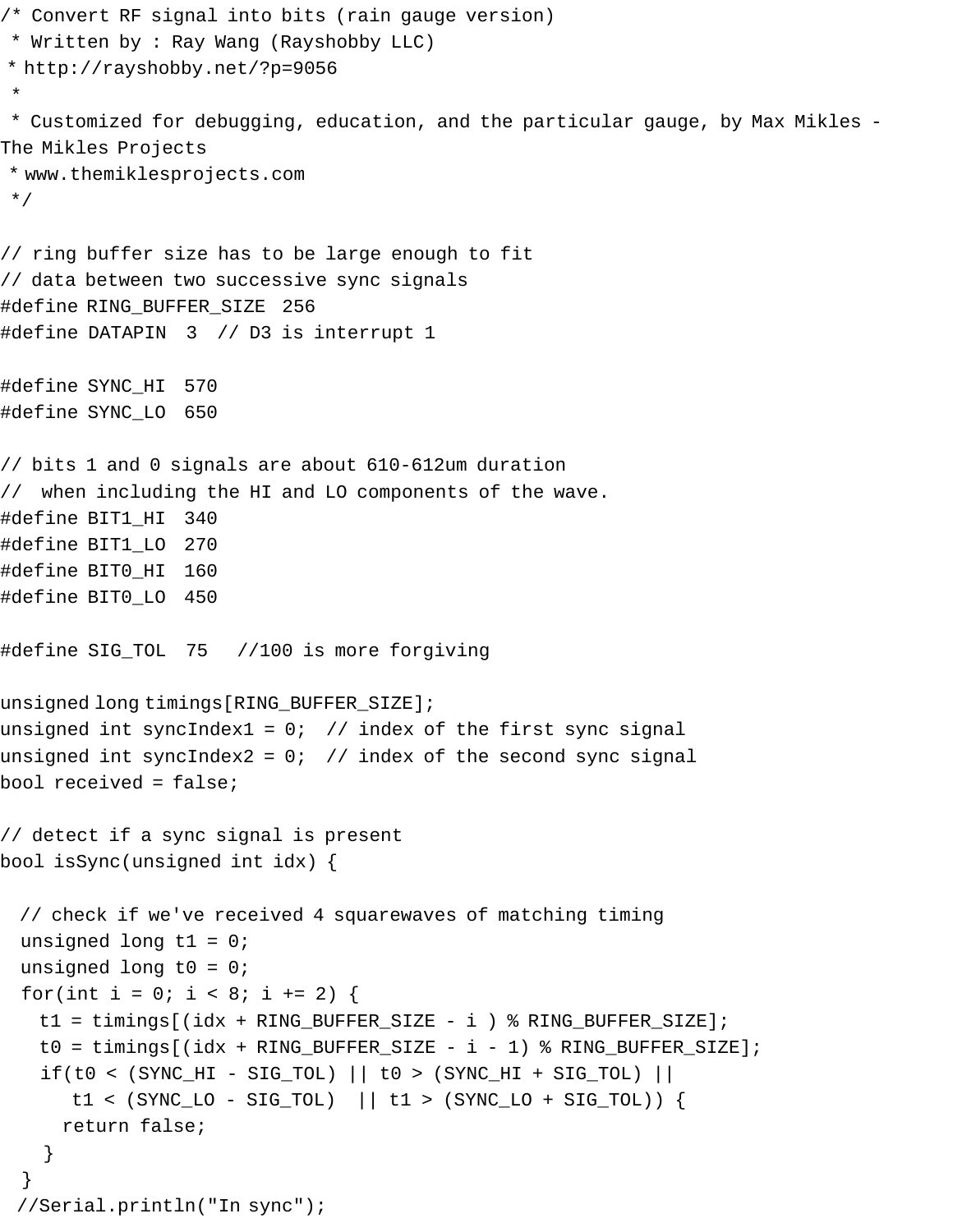```
/* Convert RF signal into bits (rain gauge version)
 * Written by : Ray Wang (Rayshobby LLC)
 * http://rayshobby.net/?p=9056
 *
 * Customized for debugging, education, and the particular gauge, by Max Mikles -
The Mikles Projects
 * www.themiklesprojects.com
 */

// ring buffer size has to be large enough to fit
// data between two successive sync signals
#define RING_BUFFER_SIZE  256
#define DATAPIN  3  // D3 is interrupt 1

#define SYNC_HI  570
#define SYNC_LO  650

// bits 1 and 0 signals are about 610-612um duration
//  when including the HI and LO components of the wave.
#define BIT1_HI  340
#define BIT1_LO  270
#define BIT0_HI  160
#define BIT0_LO  450

#define SIG_TOL  75   //100 is more forgiving

unsigned long timings[RING_BUFFER_SIZE];
unsigned int syncIndex1 = 0;  // index of the first sync signal
unsigned int syncIndex2 = 0;  // index of the second sync signal
bool received = false;

// detect if a sync signal is present
bool isSync(unsigned int idx) {

  // check if we've received 4 squarewaves of matching timing
  unsigned long t1 = 0;
  unsigned long t0 = 0;
  for(int i = 0; i < 8; i += 2) {
    t1 = timings[(idx + RING_BUFFER_SIZE - i ) % RING_BUFFER_SIZE];
    t0 = timings[(idx + RING_BUFFER_SIZE - i - 1) % RING_BUFFER_SIZE];
    if(t0 < (SYNC_HI - SIG_TOL) || t0 > (SYNC_HI + SIG_TOL) ||
       t1 < (SYNC_LO - SIG_TOL)  || t1 > (SYNC_LO + SIG_TOL)) {
      return false;
    }
  }
  //Serial.println("In sync");
```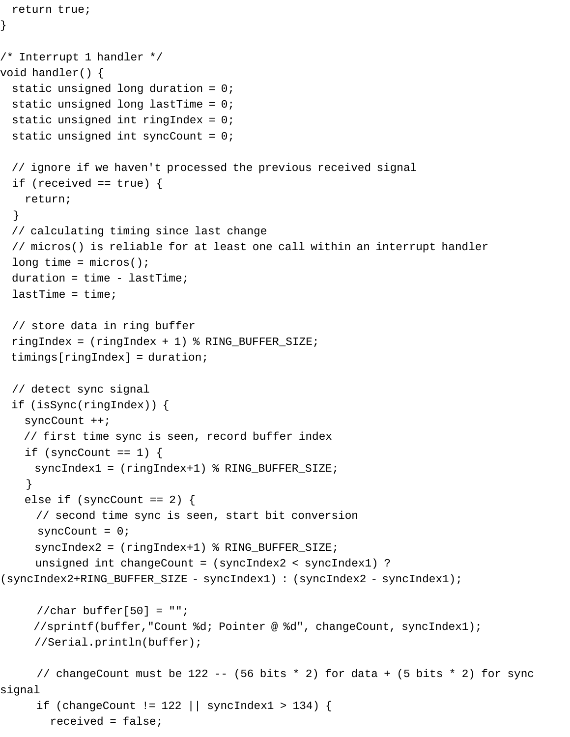```
  return true;
}

/* Interrupt 1 handler */
void handler() {
  static unsigned long duration = 0;
  static unsigned long lastTime = 0;
  static unsigned int ringIndex = 0;
  static unsigned int syncCount = 0;

  // ignore if we haven't processed the previous received signal
  if (received == true) {
    return;
  }
  // calculating timing since last change
  // micros() is reliable for at least one call within an interrupt handler
  long time = micros();
  duration = time - lastTime;
  lastTime = time;

  // store data in ring buffer
  ringIndex = (ringIndex + 1) % RING_BUFFER_SIZE;
  timings[ringIndex] = duration;

  // detect sync signal
  if (isSync(ringIndex)) {
    syncCount ++;
    // first time sync is seen, record buffer index
    if (syncCount == 1) {
      syncIndex1 = (ringIndex+1) % RING_BUFFER_SIZE;
    }
    else if (syncCount == 2) {
      // second time sync is seen, start bit conversion
      syncCount = 0;
      syncIndex2 = (ringIndex+1) % RING_BUFFER_SIZE;
      unsigned int changeCount = (syncIndex2 < syncIndex1) ?
(syncIndex2+RING_BUFFER_SIZE - syncIndex1) : (syncIndex2 - syncIndex1);

      //char buffer[50] = "";
      //sprintf(buffer,"Count %d; Pointer @ %d", changeCount, syncIndex1);
      //Serial.println(buffer);

      // changeCount must be 122 -- (56 bits * 2) for data + (5 bits * 2) for sync
signal
      if (changeCount != 122 || syncIndex1 > 134) {
        received = false;
```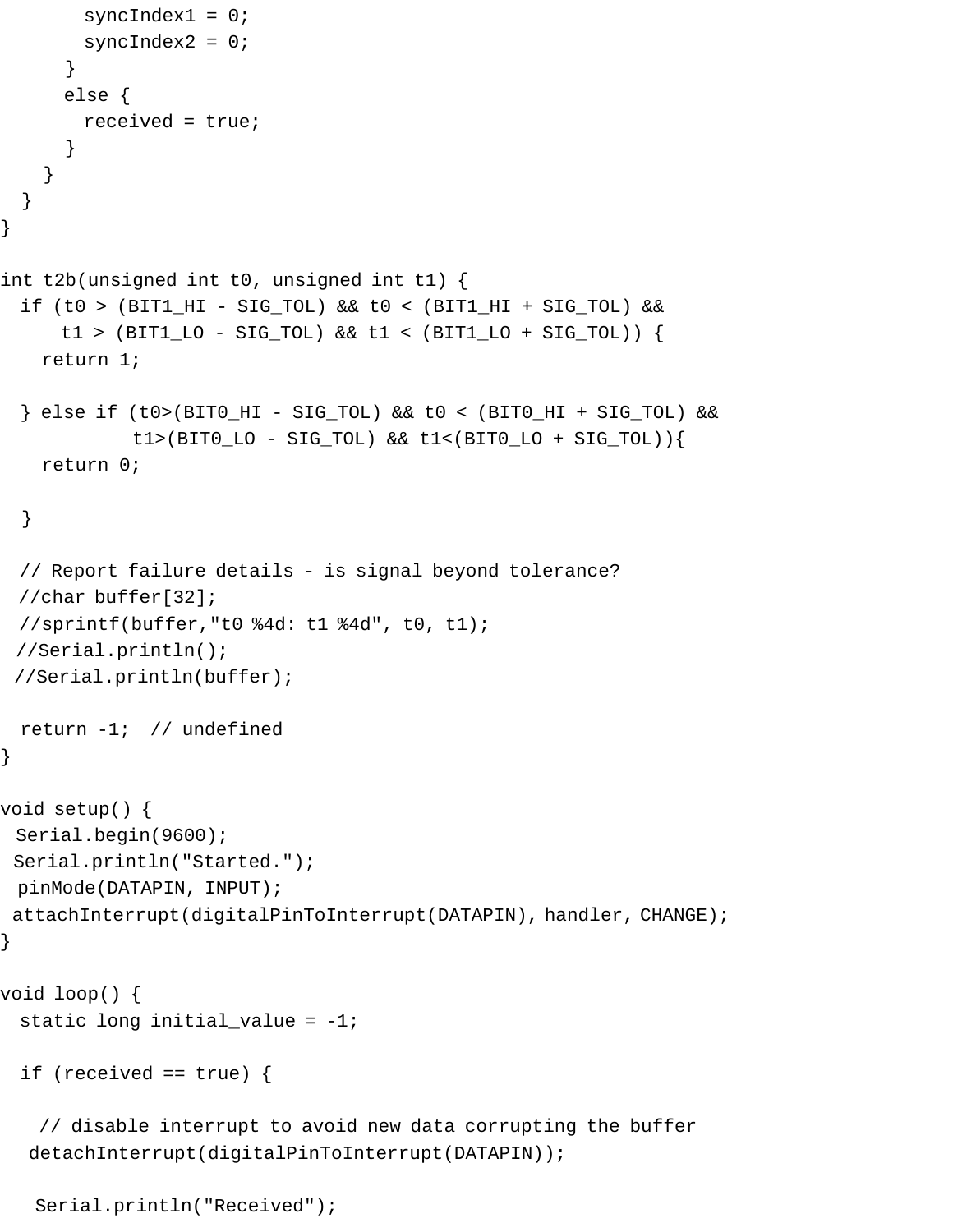```
        syncIndex1 = 0;
        syncIndex2 = 0;
      }
      else {
        received = true;
      }
    }
  }
}

int t2b(unsigned int t0, unsigned int t1) {
  if (t0 > (BIT1_HI - SIG_TOL) && t0 < (BIT1_HI + SIG_TOL) &&
      t1 > (BIT1_LO - SIG_TOL) && t1 < (BIT1_LO + SIG_TOL)) {
    return 1;

  } else if (t0>(BIT0_HI - SIG_TOL) && t0 < (BIT0_HI + SIG_TOL) &&
             t1>(BIT0_LO - SIG_TOL) && t1<(BIT0_LO + SIG_TOL)){
    return 0;

  }

  // Report failure details - is signal beyond tolerance?
  //char buffer[32];
  //sprintf(buffer,"t0 %4d: t1 %4d", t0, t1);
  //Serial.println();
  //Serial.println(buffer);

  return -1;  // undefined
}

void setup() {
 Serial.begin(9600);
 Serial.println("Started.");
  pinMode(DATAPIN, INPUT);
 attachInterrupt(digitalPinToInterrupt(DATAPIN), handler, CHANGE);
}

void loop() {
  static long initial_value = -1;

  if (received == true) {

    // disable interrupt to avoid new data corrupting the buffer
   detachInterrupt(digitalPinToInterrupt(DATAPIN));

    Serial.println("Received");
```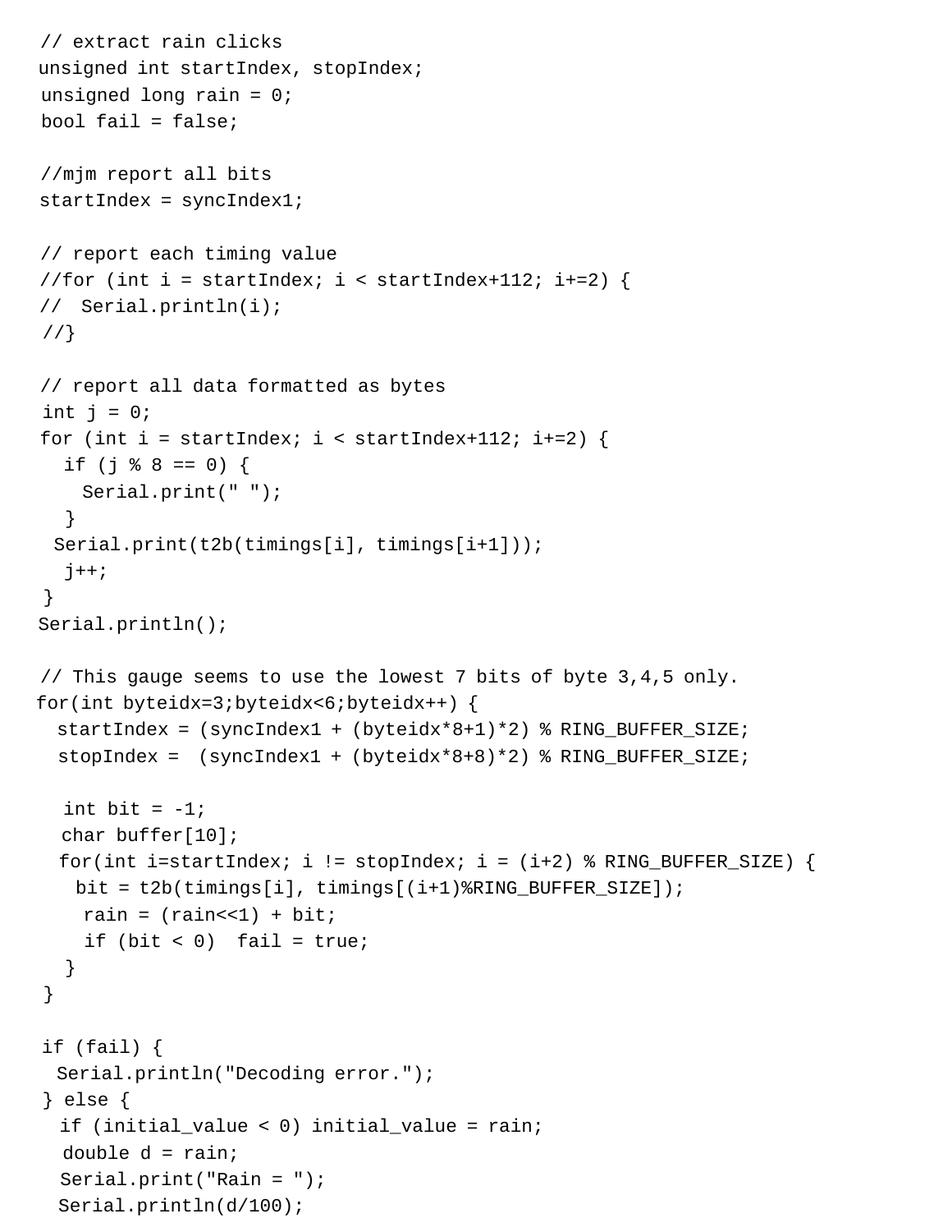```
// extract rain clicks
unsigned int startIndex, stopIndex;
unsigned long rain = 0;
bool fail = false;

//mjm report all bits
startIndex = syncIndex1;

// report each timing value
//for (int i = startIndex; i < startIndex+112; i+=2) {
//  Serial.println(i);
//}

// report all data formatted as bytes
int j = 0;
for (int i = startIndex; i < startIndex+112; i+=2) {
  if (j % 8 == 0) {
    Serial.print(" ");
  }
  Serial.print(t2b(timings[i], timings[i+1]));
  j++;
}
Serial.println();

// This gauge seems to use the lowest 7 bits of byte 3,4,5 only.
for(int byteidx=3;byteidx<6;byteidx++) {
  startIndex = (syncIndex1 + (byteidx*8+1)*2) % RING_BUFFER_SIZE;
  stopIndex =  (syncIndex1 + (byteidx*8+8)*2) % RING_BUFFER_SIZE;

  int bit = -1;
  char buffer[10];
  for(int i=startIndex; i != stopIndex; i = (i+2) % RING_BUFFER_SIZE) {
    bit = t2b(timings[i], timings[(i+1)%RING_BUFFER_SIZE]);
    rain = (rain<<1) + bit;
    if (bit < 0)  fail = true;
  }
}

if (fail) {
  Serial.println("Decoding error.");
} else {
  if (initial_value < 0) initial_value = rain;
  double d = rain;
  Serial.print("Rain = ");
  Serial.println(d/100);
```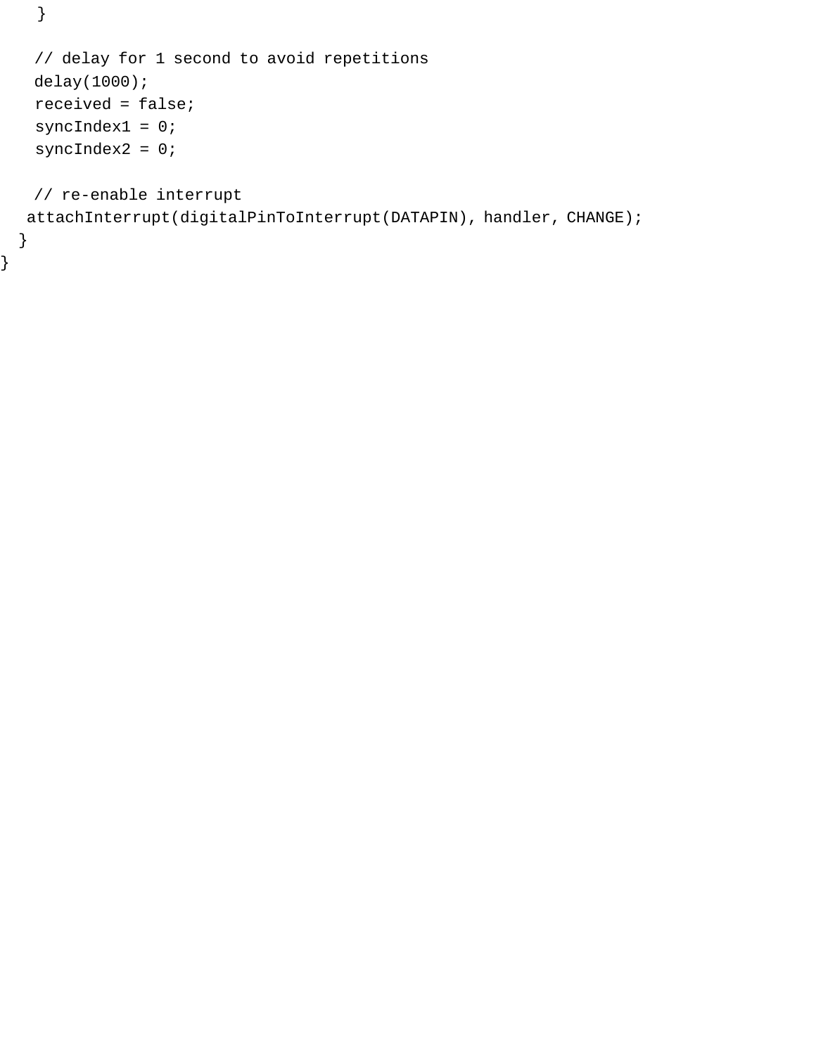```
    }

    // delay for 1 second to avoid repetitions
    delay(1000);
    received = false;
    syncIndex1 = 0;
    syncIndex2 = 0;

    // re-enable interrupt
   attachInterrupt(digitalPinToInterrupt(DATAPIN), handler, CHANGE);
  }
}
```